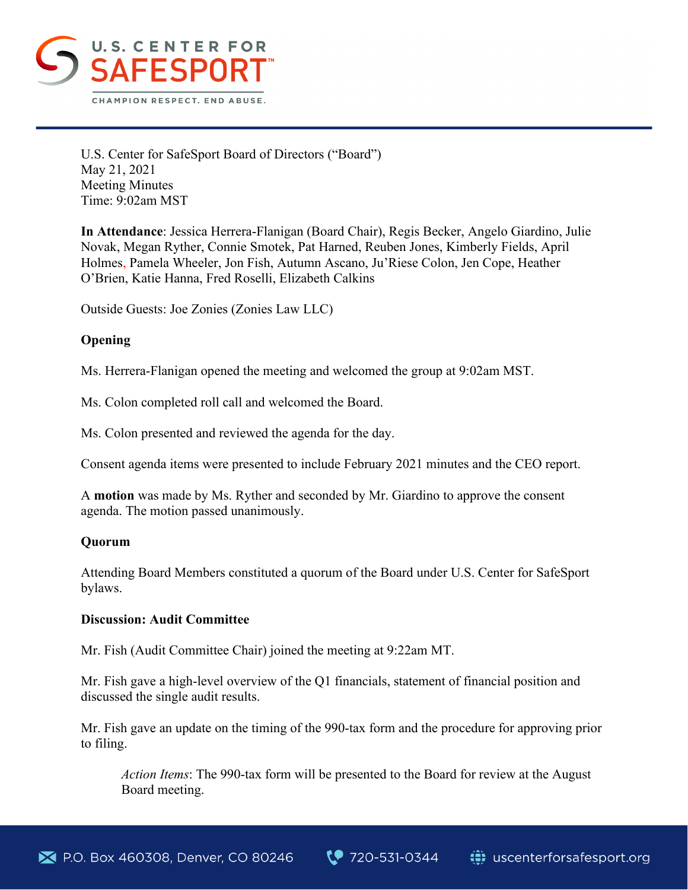U.S. Center for SafeSport Board of Directors ("Board")
May 21, 2021
Meeting Minutes
Time: 9:02am MST

**In Attendance**: Jessica Herrera-Flanigan (Board Chair), Regis Becker, Angelo Giardino, Julie Novak, Megan Ryther, Connie Smotek, Pat Harned, Reuben Jones, Kimberly Fields, April Holmes, Pamela Wheeler, Jon Fish, Autumn Ascano, Ju'Riese Colon, Jen Cope, Heather O'Brien, Katie Hanna, Fred Roselli, Elizabeth Calkins

Outside Guests: Joe Zonies (Zonies Law LLC)

**Opening**

Ms. Herrera-Flanigan opened the meeting and welcomed the group at 9:02am MST.

Ms. Colon completed roll call and welcomed the Board.

Ms. Colon presented and reviewed the agenda for the day.

Consent agenda items were presented to include February 2021 minutes and the CEO report.

A **motion** was made by Ms. Ryther and seconded by Mr. Giardino to approve the consent agenda. The motion passed unanimously.

**Quorum**

Attending Board Members constituted a quorum of the Board under U.S. Center for SafeSport bylaws.

**Discussion: Audit Committee**

Mr. Fish (Audit Committee Chair) joined the meeting at 9:22am MT.

Mr. Fish gave a high-level overview of the Q1 financials, statement of financial position and discussed the single audit results.

Mr. Fish gave an update on the timing of the 990-tax form and the procedure for approving prior to filing.

> *Action Items*: The 990-tax form will be presented to the Board for review at the August Board meeting.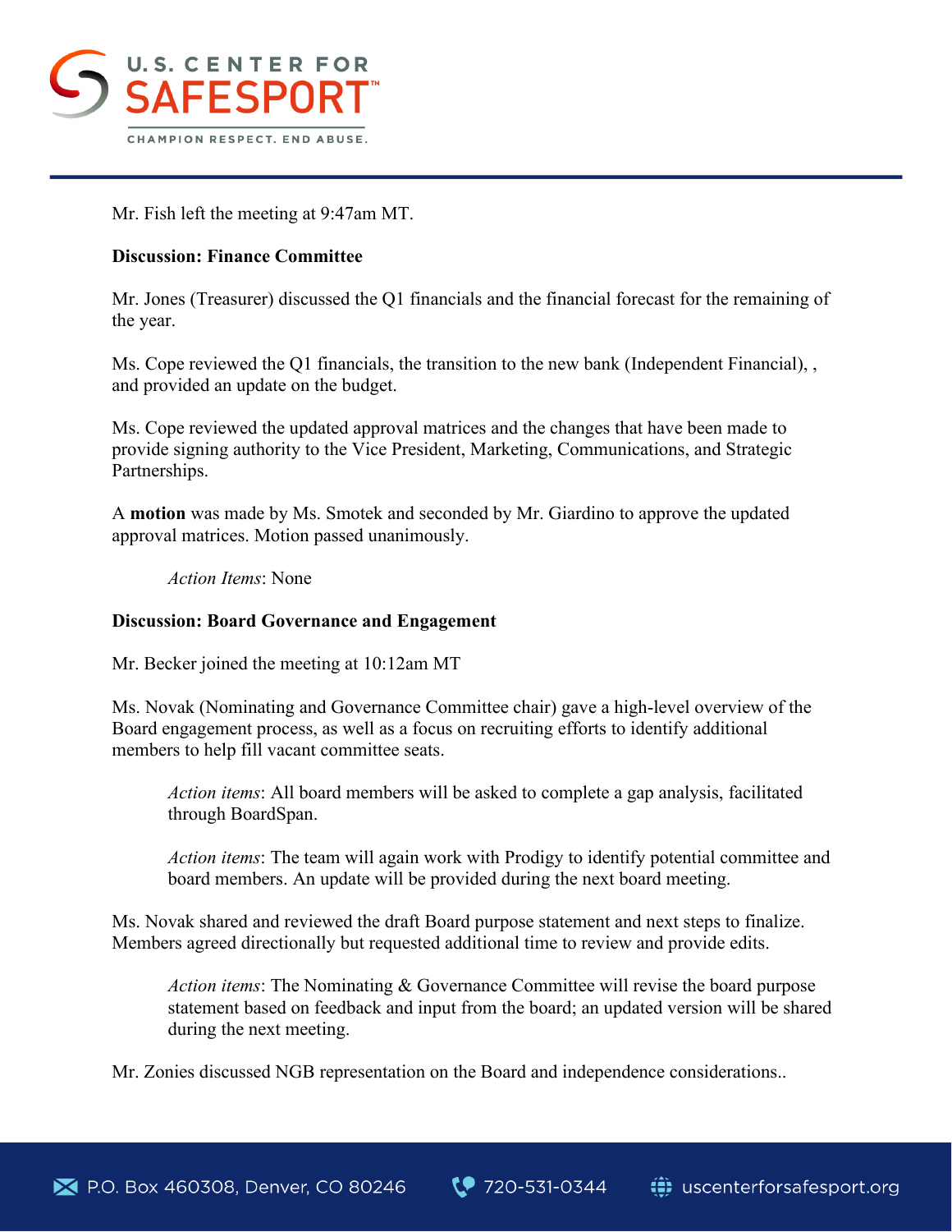Mr. Fish left the meeting at 9:47am MT.

**Discussion: Finance Committee**

Mr. Jones (Treasurer) discussed the Q1 financials and the financial forecast for the remaining of the year.

Ms. Cope reviewed the Q1 financials, the transition to the new bank (Independent Financial), , and provided an update on the budget.

Ms. Cope reviewed the updated approval matrices and the changes that have been made to provide signing authority to the Vice President, Marketing, Communications, and Strategic Partnerships.

A **motion** was made by Ms. Smotek and seconded by Mr. Giardino to approve the updated approval matrices. Motion passed unanimously.

> *Action Items*: None

**Discussion: Board Governance and Engagement**

Mr. Becker joined the meeting at 10:12am MT

Ms. Novak (Nominating and Governance Committee chair) gave a high-level overview of the Board engagement process, as well as a focus on recruiting efforts to identify additional members to help fill vacant committee seats.

> *Action items*: All board members will be asked to complete a gap analysis, facilitated through BoardSpan.

> *Action items*: The team will again work with Prodigy to identify potential committee and board members. An update will be provided during the next board meeting.

Ms. Novak shared and reviewed the draft Board purpose statement and next steps to finalize. Members agreed directionally but requested additional time to review and provide edits.

> *Action items*: The Nominating & Governance Committee will revise the board purpose statement based on feedback and input from the board; an updated version will be shared during the next meeting.

Mr. Zonies discussed NGB representation on the Board and independence considerations..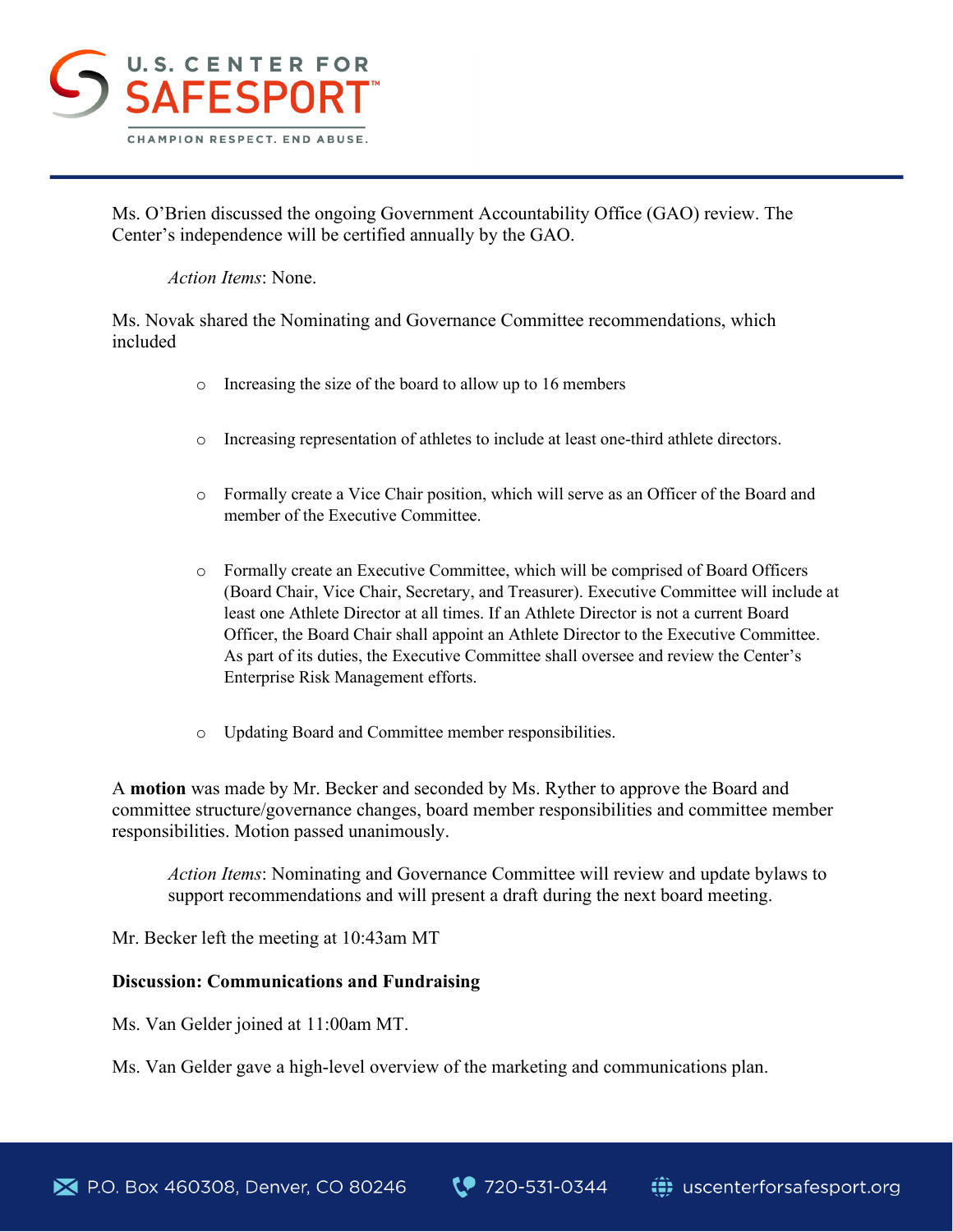Ms. O'Brien discussed the ongoing Government Accountability Office (GAO) review. The Center's independence will be certified annually by the GAO.

> *Action Items*: None.

Ms. Novak shared the Nominating and Governance Committee recommendations, which included

- Increasing the size of the board to allow up to 16 members
- Increasing representation of athletes to include at least one-third athlete directors.
- Formally create a Vice Chair position, which will serve as an Officer of the Board and member of the Executive Committee.
- Formally create an Executive Committee, which will be comprised of Board Officers (Board Chair, Vice Chair, Secretary, and Treasurer). Executive Committee will include at least one Athlete Director at all times. If an Athlete Director is not a current Board Officer, the Board Chair shall appoint an Athlete Director to the Executive Committee. As part of its duties, the Executive Committee shall oversee and review the Center's Enterprise Risk Management efforts.
- Updating Board and Committee member responsibilities.

A **motion** was made by Mr. Becker and seconded by Ms. Ryther to approve the Board and committee structure/governance changes, board member responsibilities and committee member responsibilities. Motion passed unanimously.

> *Action Items*: Nominating and Governance Committee will review and update bylaws to support recommendations and will present a draft during the next board meeting.

Mr. Becker left the meeting at 10:43am MT

**Discussion: Communications and Fundraising**

Ms. Van Gelder joined at 11:00am MT.

Ms. Van Gelder gave a high-level overview of the marketing and communications plan.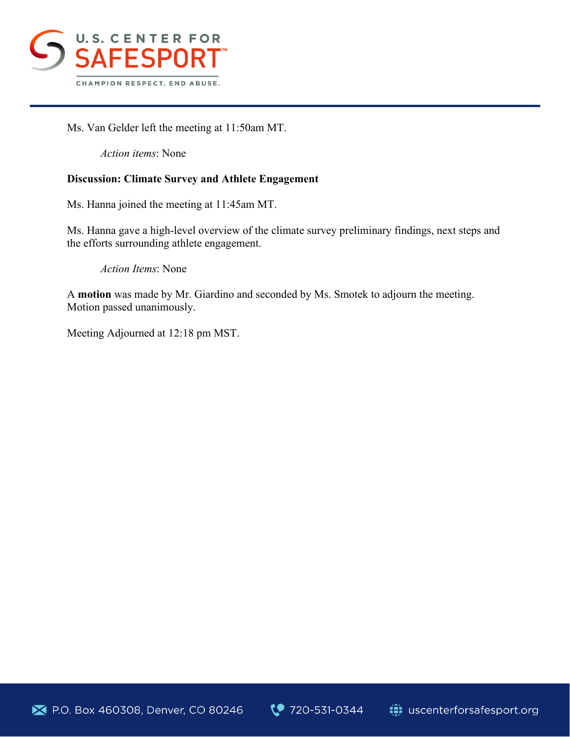Ms. Van Gelder left the meeting at 11:50am MT.

*Action items*: None

**Discussion: Climate Survey and Athlete Engagement**

Ms. Hanna joined the meeting at 11:45am MT.

Ms. Hanna gave a high-level overview of the climate survey preliminary findings, next steps and the efforts surrounding athlete engagement.

*Action Items*: None

A **motion** was made by Mr. Giardino and seconded by Ms. Smotek to adjourn the meeting. Motion passed unanimously.

Meeting Adjourned at 12:18 pm MST.